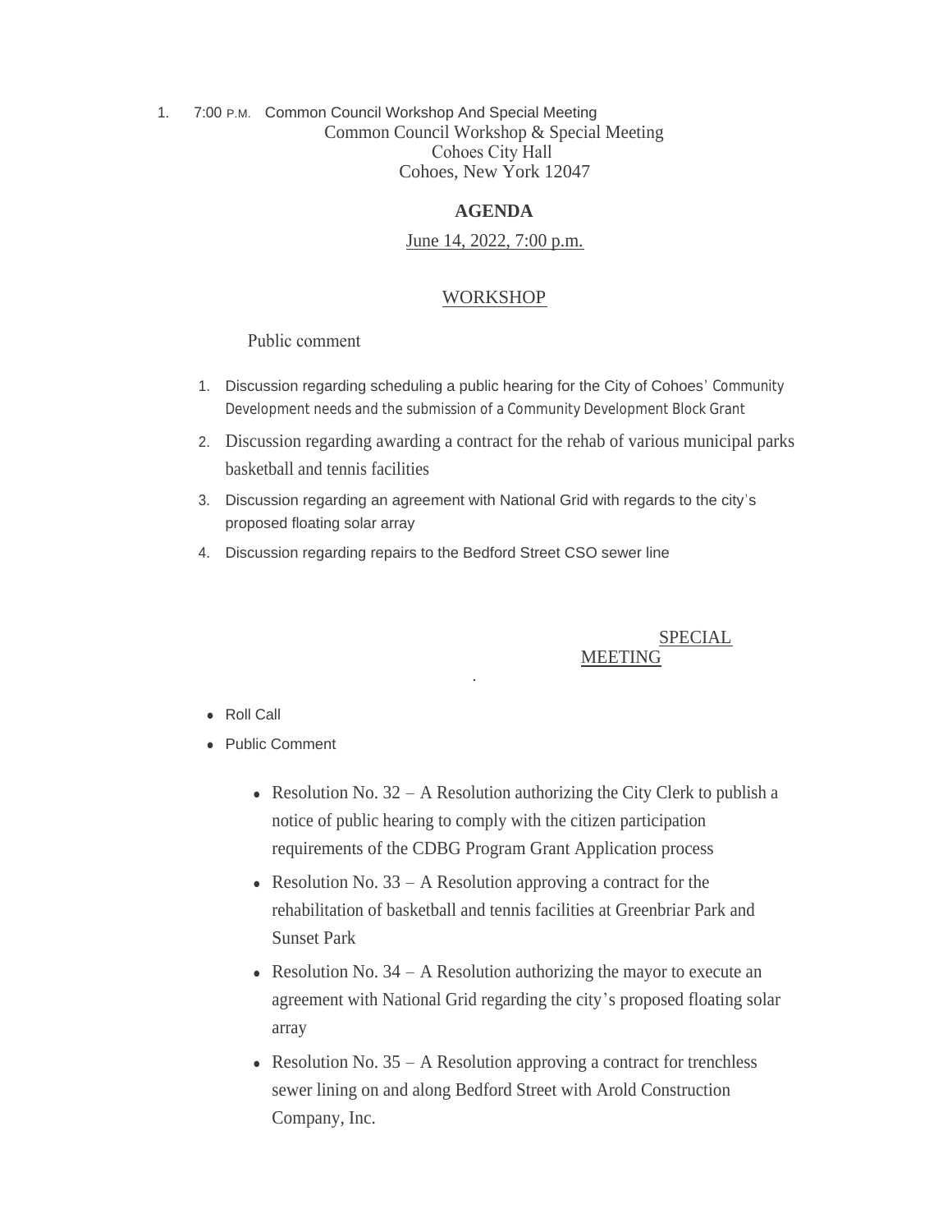1. 7:00 P.M. Common Council Workshop And Special Meeting

Common Council Workshop & Special Meeting
Cohoes City Hall
Cohoes, New York 12047

## AGENDA

June 14, 2022, 7:00 p.m.

### WORKSHOP

Public comment

1. Discussion regarding scheduling a public hearing for the City of Cohoes' Community Development needs and the submission of a Community Development Block Grant
2. Discussion regarding awarding a contract for the rehab of various municipal parks basketball and tennis facilities
3. Discussion regarding an agreement with National Grid with regards to the city's proposed floating solar array
4. Discussion regarding repairs to the Bedford Street CSO sewer line

### SPECIAL MEETING

.

- Roll Call
- Public Comment
  - Resolution No. 32 – A Resolution authorizing the City Clerk to publish a notice of public hearing to comply with the citizen participation requirements of the CDBG Program Grant Application process
  - Resolution No. 33 – A Resolution approving a contract for the rehabilitation of basketball and tennis facilities at Greenbriar Park and Sunset Park
  - Resolution No. 34 – A Resolution authorizing the mayor to execute an agreement with National Grid regarding the city's proposed floating solar array
  - Resolution No. 35 – A Resolution approving a contract for trenchless sewer lining on and along Bedford Street with Arold Construction Company, Inc.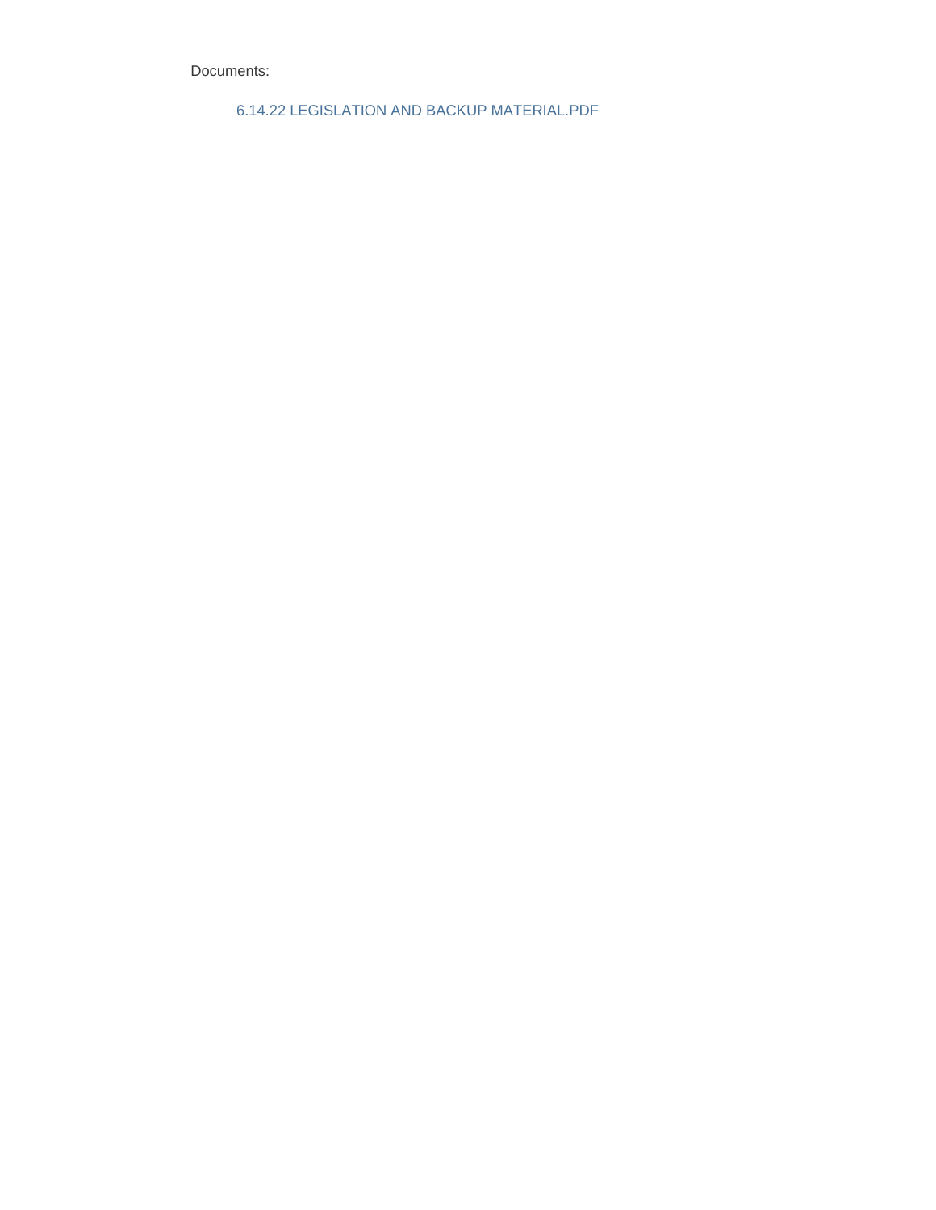Documents:

6.14.22 LEGISLATION AND BACKUP MATERIAL.PDF